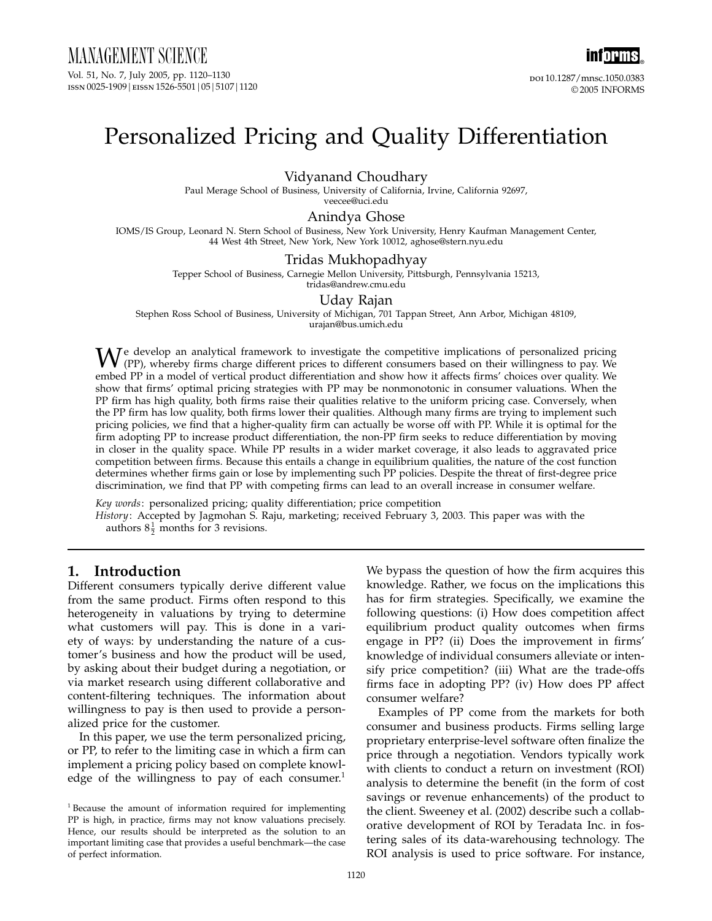# Personalized Pricing and Quality Differentiation

Vidyanand Choudhary

Paul Merage School of Business, University of California, Irvine, California 92697, veecee@uci.edu

Anindya Ghose

IOMS/IS Group, Leonard N. Stern School of Business, New York University, Henry Kaufman Management Center, 44 West 4th Street, New York, New York 10012, aghose@stern.nyu.edu

Tridas Mukhopadhyay

Tepper School of Business, Carnegie Mellon University, Pittsburgh, Pennsylvania 15213, tridas@andrew.cmu.edu

Uday Rajan

Stephen Ross School of Business, University of Michigan, 701 Tappan Street, Ann Arbor, Michigan 48109, urajan@bus.umich.edu

We develop an analytical framework to investigate the competitive implications of personalized pricing (PP), whereby firms charge different prices to different consumers based on their willingness to pay. We embed PP in a model of vertical product differentiation and show how it affects firms' choices over quality. We show that firms' optimal pricing strategies with PP may be nonmonotonic in consumer valuations. When the PP firm has high quality, both firms raise their qualities relative to the uniform pricing case. Conversely, when the PP firm has low quality, both firms lower their qualities. Although many firms are trying to implement such pricing policies, we find that a higher-quality firm can actually be worse off with PP. While it is optimal for the firm adopting PP to increase product differentiation, the non-PP firm seeks to reduce differentiation by moving in closer in the quality space. While PP results in a wider market coverage, it also leads to aggravated price competition between firms. Because this entails a change in equilibrium qualities, the nature of the cost function determines whether firms gain or lose by implementing such PP policies. Despite the threat of first-degree price discrimination, we find that PP with competing firms can lead to an overall increase in consumer welfare.

*Key words*: personalized pricing; quality differentiation; price competition

*History*: Accepted by Jagmohan S. Raju, marketing; received February 3, 2003. This paper was with the authors $8\frac{1}{2}$ months for 3 revisions.

## 1. Introduction

Different consumers typically derive different value from the same product. Firms often respond to this heterogeneity in valuations by trying to determine what customers will pay. This is done in a variety of ways: by understanding the nature of a customer's business and how the product will be used, by asking about their budget during a negotiation, or via market research using different collaborative and content-filtering techniques. The information about willingness to pay is then used to provide a personalized price for the customer.

In this paper, we use the term personalized pricing, or PP, to refer to the limiting case in which a firm can implement a pricing policy based on complete knowledge of the willingness to pay of each consumer.[1] We bypass the question of how the firm acquires this knowledge. Rather, we focus on the implications this has for firm strategies. Specifically, we examine the following questions: (i) How does competition affect equilibrium product quality outcomes when firms engage in PP? (ii) Does the improvement in firms' knowledge of individual consumers alleviate or intensify price competition? (iii) What are the trade-offs firms face in adopting PP? (iv) How does PP affect consumer welfare?

Examples of PP come from the markets for both consumer and business products. Firms selling large proprietary enterprise-level software often finalize the price through a negotiation. Vendors typically work with clients to conduct a return on investment (ROI) analysis to determine the benefit (in the form of cost savings or revenue enhancements) of the product to the client. Sweeney et al. (2002) describe such a collaborative development of ROI by Teradata Inc. in fostering sales of its data-warehousing technology. The ROI analysis is used to price software. For instance,

[1] Because the amount of information required for implementing PP is high, in practice, firms may not know valuations precisely. Hence, our results should be interpreted as the solution to an important limiting case that provides a useful benchmark—the case of perfect information.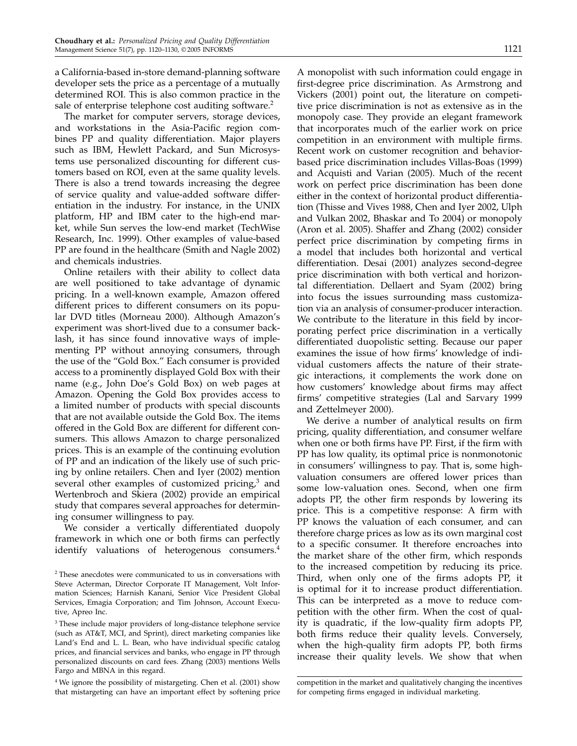a California-based in-store demand-planning software developer sets the price as a percentage of a mutually determined ROI. This is also common practice in the sale of enterprise telephone cost auditing software.[2]

The market for computer servers, storage devices, and workstations in the Asia-Pacific region combines PP and quality differentiation. Major players such as IBM, Hewlett Packard, and Sun Microsystems use personalized discounting for different customers based on ROI, even at the same quality levels. There is also a trend towards increasing the degree of service quality and value-added software differentiation in the industry. For instance, in the UNIX platform, HP and IBM cater to the high-end market, while Sun serves the low-end market (TechWise Research, Inc. 1999). Other examples of value-based PP are found in the healthcare (Smith and Nagle 2002) and chemicals industries.

Online retailers with their ability to collect data are well positioned to take advantage of dynamic pricing. In a well-known example, Amazon offered different prices to different consumers on its popular DVD titles (Morneau 2000). Although Amazon's experiment was short-lived due to a consumer backlash, it has since found innovative ways of implementing PP without annoying consumers, through the use of the "Gold Box." Each consumer is provided access to a prominently displayed Gold Box with their name (e.g., John Doe's Gold Box) on web pages at Amazon. Opening the Gold Box provides access to a limited number of products with special discounts that are not available outside the Gold Box. The items offered in the Gold Box are different for different consumers. This allows Amazon to charge personalized prices. This is an example of the continuing evolution of PP and an indication of the likely use of such pricing by online retailers. Chen and Iyer (2002) mention several other examples of customized pricing,[3] and Wertenbroch and Skiera (2002) provide an empirical study that compares several approaches for determining consumer willingness to pay.

We consider a vertically differentiated duopoly framework in which one or both firms can perfectly identify valuations of heterogenous consumers.[4] A monopolist with such information could engage in first-degree price discrimination. As Armstrong and Vickers (2001) point out, the literature on competitive price discrimination is not as extensive as in the monopoly case. They provide an elegant framework that incorporates much of the earlier work on price competition in an environment with multiple firms. Recent work on customer recognition and behavior-based price discrimination includes Villas-Boas (1999) and Acquisti and Varian (2005). Much of the recent work on perfect price discrimination has been done either in the context of horizontal product differentiation (Thisse and Vives 1988, Chen and Iyer 2002, Ulph and Vulkan 2002, Bhaskar and To 2004) or monopoly (Aron et al. 2005). Shaffer and Zhang (2002) consider perfect price discrimination by competing firms in a model that includes both horizontal and vertical differentiation. Desai (2001) analyzes second-degree price discrimination with both vertical and horizontal differentiation. Dellaert and Syam (2002) bring into focus the issues surrounding mass customization via an analysis of consumer-producer interaction. We contribute to the literature in this field by incorporating perfect price discrimination in a vertically differentiated duopolistic setting. Because our paper examines the issue of how firms' knowledge of individual customers affects the nature of their strategic interactions, it complements the work done on how customers' knowledge about firms may affect firms' competitive strategies (Lal and Sarvary 1999 and Zettelmeyer 2000).

We derive a number of analytical results on firm pricing, quality differentiation, and consumer welfare when one or both firms have PP. First, if the firm with PP has low quality, its optimal price is nonmonotonic in consumers' willingness to pay. That is, some high-valuation consumers are offered lower prices than some low-valuation ones. Second, when one firm adopts PP, the other firm responds by lowering its price. This is a competitive response: A firm with PP knows the valuation of each consumer, and can therefore charge prices as low as its own marginal cost to a specific consumer. It therefore encroaches into the market share of the other firm, which responds to the increased competition by reducing its price. Third, when only one of the firms adopts PP, it is optimal for it to increase product differentiation. This can be interpreted as a move to reduce competition with the other firm. When the cost of quality is quadratic, if the low-quality firm adopts PP, both firms reduce their quality levels. Conversely, when the high-quality firm adopts PP, both firms increase their quality levels. We show that when

[2] These anecdotes were communicated to us in conversations with Steve Acterman, Director Corporate IT Management, Volt Information Sciences; Harnish Kanani, Senior Vice President Global Services, Emagia Corporation; and Tim Johnson, Account Executive, Apreo Inc.

[3] These include major providers of long-distance telephone service (such as AT&T, MCI, and Sprint), direct marketing companies like Land's End and L. L. Bean, who have individual specific catalog prices, and financial services and banks, who engage in PP through personalized discounts on card fees. Zhang (2003) mentions Wells Fargo and MBNA in this regard.

[4] We ignore the possibility of mistargeting. Chen et al. (2001) show that mistargeting can have an important effect by softening price competition in the market and qualitatively changing the incentives for competing firms engaged in individual marketing.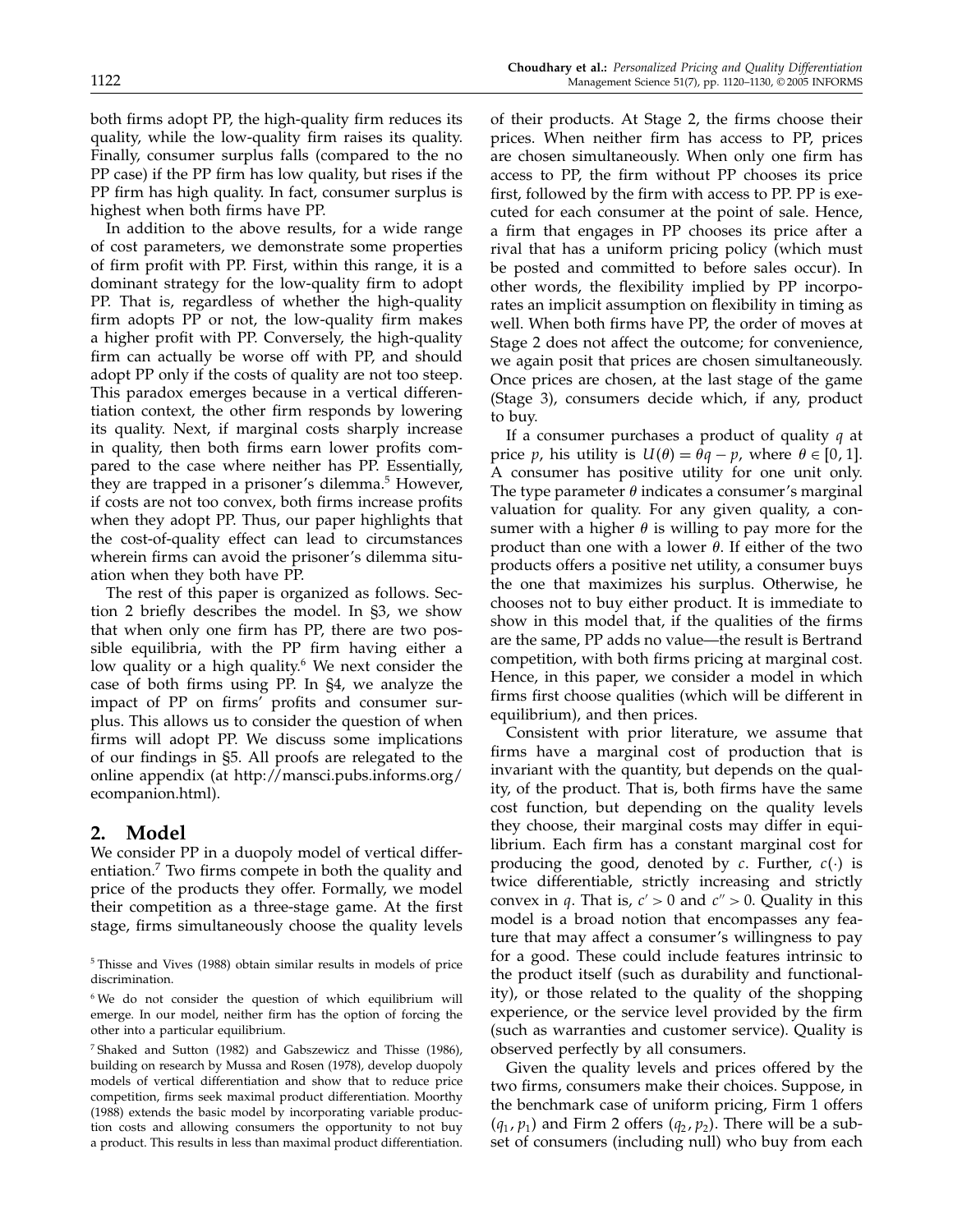both firms adopt PP, the high-quality firm reduces its quality, while the low-quality firm raises its quality. Finally, consumer surplus falls (compared to the no PP case) if the PP firm has low quality, but rises if the PP firm has high quality. In fact, consumer surplus is highest when both firms have PP.

In addition to the above results, for a wide range of cost parameters, we demonstrate some properties of firm profit with PP. First, within this range, it is a dominant strategy for the low-quality firm to adopt PP. That is, regardless of whether the high-quality firm adopts PP or not, the low-quality firm makes a higher profit with PP. Conversely, the high-quality firm can actually be worse off with PP, and should adopt PP only if the costs of quality are not too steep. This paradox emerges because in a vertical differentiation context, the other firm responds by lowering its quality. Next, if marginal costs sharply increase in quality, then both firms earn lower profits compared to the case where neither has PP. Essentially, they are trapped in a prisoner's dilemma.[5] However, if costs are not too convex, both firms increase profits when they adopt PP. Thus, our paper highlights that the cost-of-quality effect can lead to circumstances wherein firms can avoid the prisoner's dilemma situation when they both have PP.

The rest of this paper is organized as follows. Section 2 briefly describes the model. In §3, we show that when only one firm has PP, there are two possible equilibria, with the PP firm having either a low quality or a high quality.[6] We next consider the case of both firms using PP. In §4, we analyze the impact of PP on firms' profits and consumer surplus. This allows us to consider the question of when firms will adopt PP. We discuss some implications of our findings in §5. All proofs are relegated to the online appendix (at http://mansci.pubs.informs.org/ecompanion.html).

## 2. Model

We consider PP in a duopoly model of vertical differentiation.[7] Two firms compete in both the quality and price of the products they offer. Formally, we model their competition as a three-stage game. At the first stage, firms simultaneously choose the quality levels of their products. At Stage 2, the firms choose their prices. When neither firm has access to PP, prices are chosen simultaneously. When only one firm has access to PP, the firm without PP chooses its price first, followed by the firm with access to PP. PP is executed for each consumer at the point of sale. Hence, a firm that engages in PP chooses its price after a rival that has a uniform pricing policy (which must be posted and committed to before sales occur). In other words, the flexibility implied by PP incorporates an implicit assumption on flexibility in timing as well. When both firms have PP, the order of moves at Stage 2 does not affect the outcome; for convenience, we again posit that prices are chosen simultaneously. Once prices are chosen, at the last stage of the game (Stage 3), consumers decide which, if any, product to buy.

If a consumer purchases a product of quality $q$ at price $p$, his utility is $U(\theta) = \theta q - p$, where $\theta \in [0, 1]$. A consumer has positive utility for one unit only. The type parameter $\theta$ indicates a consumer's marginal valuation for quality. For any given quality, a consumer with a higher $\theta$ is willing to pay more for the product than one with a lower $\theta$. If either of the two products offers a positive net utility, a consumer buys the one that maximizes his surplus. Otherwise, he chooses not to buy either product. It is immediate to show in this model that, if the qualities of the firms are the same, PP adds no value—the result is Bertrand competition, with both firms pricing at marginal cost. Hence, in this paper, we consider a model in which firms first choose qualities (which will be different in equilibrium), and then prices.

Consistent with prior literature, we assume that firms have a marginal cost of production that is invariant with the quantity, but depends on the quality, of the product. That is, both firms have the same cost function, but depending on the quality levels they choose, their marginal costs may differ in equilibrium. Each firm has a constant marginal cost for producing the good, denoted by $c$. Further, $c(\cdot)$ is twice differentiable, strictly increasing and strictly convex in $q$. That is, $c' > 0$ and $c'' > 0$. Quality in this model is a broad notion that encompasses any feature that may affect a consumer's willingness to pay for a good. These could include features intrinsic to the product itself (such as durability and functionality), or those related to the quality of the shopping experience, or the service level provided by the firm (such as warranties and customer service). Quality is observed perfectly by all consumers.

Given the quality levels and prices offered by the two firms, consumers make their choices. Suppose, in the benchmark case of uniform pricing, Firm 1 offers $(q_1, p_1)$ and Firm 2 offers $(q_2, p_2)$. There will be a subset of consumers (including null) who buy from each

[5] Thisse and Vives (1988) obtain similar results in models of price discrimination.

[6] We do not consider the question of which equilibrium will emerge. In our model, neither firm has the option of forcing the other into a particular equilibrium.

[7] Shaked and Sutton (1982) and Gabszewicz and Thisse (1986), building on research by Mussa and Rosen (1978), develop duopoly models of vertical differentiation and show that to reduce price competition, firms seek maximal product differentiation. Moorthy (1988) extends the basic model by incorporating variable production costs and allowing consumers the opportunity to not buy a product. This results in less than maximal product differentiation.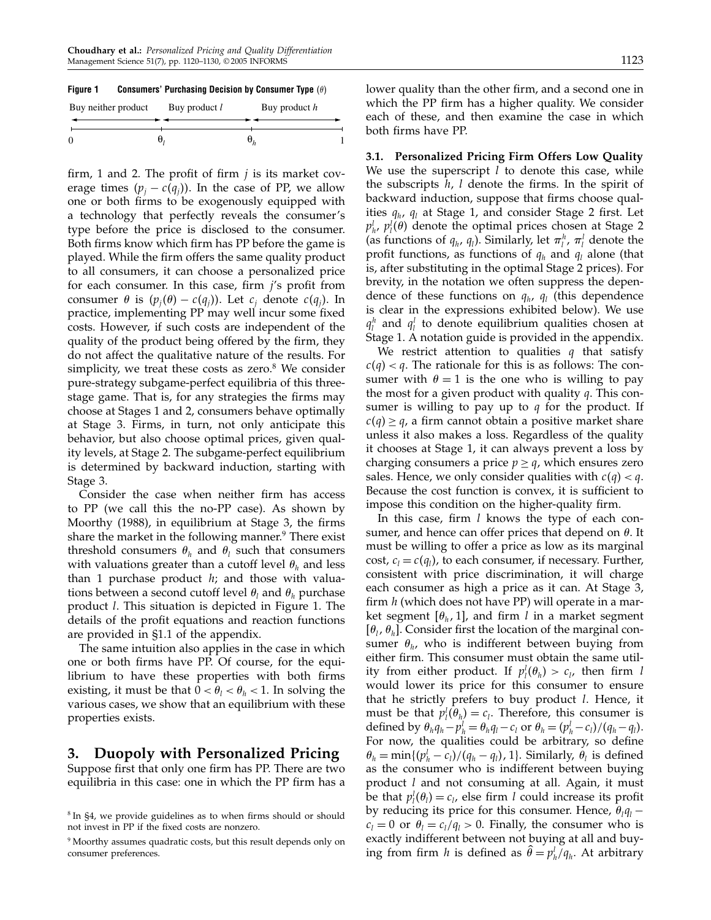**Figure 1 Consumers' Purchasing Decision by Consumer Type ($\theta$)**

| Buy neither product | Buy product $l$ | Buy product $h$ |
|---|---|---|
| $0$ | $\theta_l$ | $\theta_h$ — $1$ |

firm, 1 and 2. The profit of firm $j$ is its market coverage times $(p_j - c(q_j))$. In the case of PP, we allow one or both firms to be exogenously equipped with a technology that perfectly reveals the consumer's type before the price is disclosed to the consumer. Both firms know which firm has PP before the game is played. While the firm offers the same quality product to all consumers, it can choose a personalized price for each consumer. In this case, firm $j$'s profit from consumer $\theta$ is $(p_j(\theta) - c(q_j))$. Let $c_j$ denote $c(q_j)$. In practice, implementing PP may well incur some fixed costs. However, if such costs are independent of the quality of the product being offered by the firm, they do not affect the qualitative nature of the results. For simplicity, we treat these costs as zero.[8] We consider pure-strategy subgame-perfect equilibria of this three-stage game. That is, for any strategies the firms may choose at Stages 1 and 2, consumers behave optimally at Stage 3. Firms, in turn, not only anticipate this behavior, but also choose optimal prices, given quality levels, at Stage 2. The subgame-perfect equilibrium is determined by backward induction, starting with Stage 3.

Consider the case when neither firm has access to PP (we call this the no-PP case). As shown by Moorthy (1988), in equilibrium at Stage 3, the firms share the market in the following manner.[9] There exist threshold consumers $\theta_h$ and $\theta_l$ such that consumers with valuations greater than a cutoff level $\theta_h$ and less than 1 purchase product $h$; and those with valuations between a second cutoff level $\theta_l$ and $\theta_h$ purchase product $l$. This situation is depicted in Figure 1. The details of the profit equations and reaction functions are provided in §1.1 of the appendix.

The same intuition also applies in the case in which one or both firms have PP. Of course, for the equilibrium to have these properties with both firms existing, it must be that $0 < \theta_l < \theta_h < 1$. In solving the various cases, we show that an equilibrium with these properties exists.

## 3. Duopoly with Personalized Pricing

Suppose first that only one firm has PP. There are two equilibria in this case: one in which the PP firm has a lower quality than the other firm, and a second one in which the PP firm has a higher quality. We consider each of these, and then examine the case in which both firms have PP.

### 3.1. Personalized Pricing Firm Offers Low Quality

We use the superscript $l$ to denote this case, while the subscripts $h$, $l$ denote the firms. In the spirit of backward induction, suppose that firms choose qualities $q_h$, $q_l$ at Stage 1, and consider Stage 2 first. Let $p_h^l$, $p_l^l(\theta)$ denote the optimal prices chosen at Stage 2 (as functions of $q_h$, $q_l$). Similarly, let $\pi_l^h$, $\pi_l^l$ denote the profit functions, as functions of $q_h$ and $q_l$ alone (that is, after substituting in the optimal Stage 2 prices). For brevity, in the notation we often suppress the dependence of these functions on $q_h$, $q_l$ (this dependence is clear in the expressions exhibited below). We use $q_l^h$ and $q_l^l$ to denote equilibrium qualities chosen at Stage 1. A notation guide is provided in the appendix.

We restrict attention to qualities $q$ that satisfy $c(q) < q$. The rationale for this is as follows: The consumer with $\theta = 1$ is the one who is willing to pay the most for a given product with quality $q$. This consumer is willing to pay up to $q$ for the product. If $c(q) \geq q$, a firm cannot obtain a positive market share unless it also makes a loss. Regardless of the quality it chooses at Stage 1, it can always prevent a loss by charging consumers a price $p \geq q$, which ensures zero sales. Hence, we only consider qualities with $c(q) < q$. Because the cost function is convex, it is sufficient to impose this condition on the higher-quality firm.

In this case, firm $l$ knows the type of each consumer, and hence can offer prices that depend on $\theta$. It must be willing to offer a price as low as its marginal cost, $c_l = c(q_l)$, to each consumer, if necessary. Further, consistent with price discrimination, it will charge each consumer as high a price as it can. At Stage 3, firm $h$ (which does not have PP) will operate in a market segment $[\theta_h, 1]$, and firm $l$ in a market segment $[\theta_l, \theta_h]$. Consider first the location of the marginal consumer $\theta_h$, who is indifferent between buying from either firm. This consumer must obtain the same utility from either product. If $p_l^l(\theta_h) > c_l$, then firm $l$ would lower its price for this consumer to ensure that he strictly prefers to buy product $l$. Hence, it must be that $p_l^l(\theta_h) = c_l$. Therefore, this consumer is defined by $\theta_h q_h - p_h^l = \theta_h q_l - c_l$ or $\theta_h = (p_h^l - c_l)/(q_h - q_l)$. For now, the qualities could be arbitrary, so define $\theta_h = \min\{(p_h^l - c_l)/(q_h - q_l), 1\}$. Similarly, $\theta_l$ is defined as the consumer who is indifferent between buying product $l$ and not consuming at all. Again, it must be that $p_l^l(\theta_l) = c_l$, else firm $l$ could increase its profit by reducing its price for this consumer. Hence, $\theta_l q_l - c_l = 0$ or $\theta_l = c_l/q_l > 0$. Finally, the consumer who is exactly indifferent between not buying at all and buying from firm $h$ is defined as $\hat{\theta} = p_h^l/q_h$. At arbitrary

[8] In §4, we provide guidelines as to when firms should or should not invest in PP if the fixed costs are nonzero.

[9] Moorthy assumes quadratic costs, but this result depends only on consumer preferences.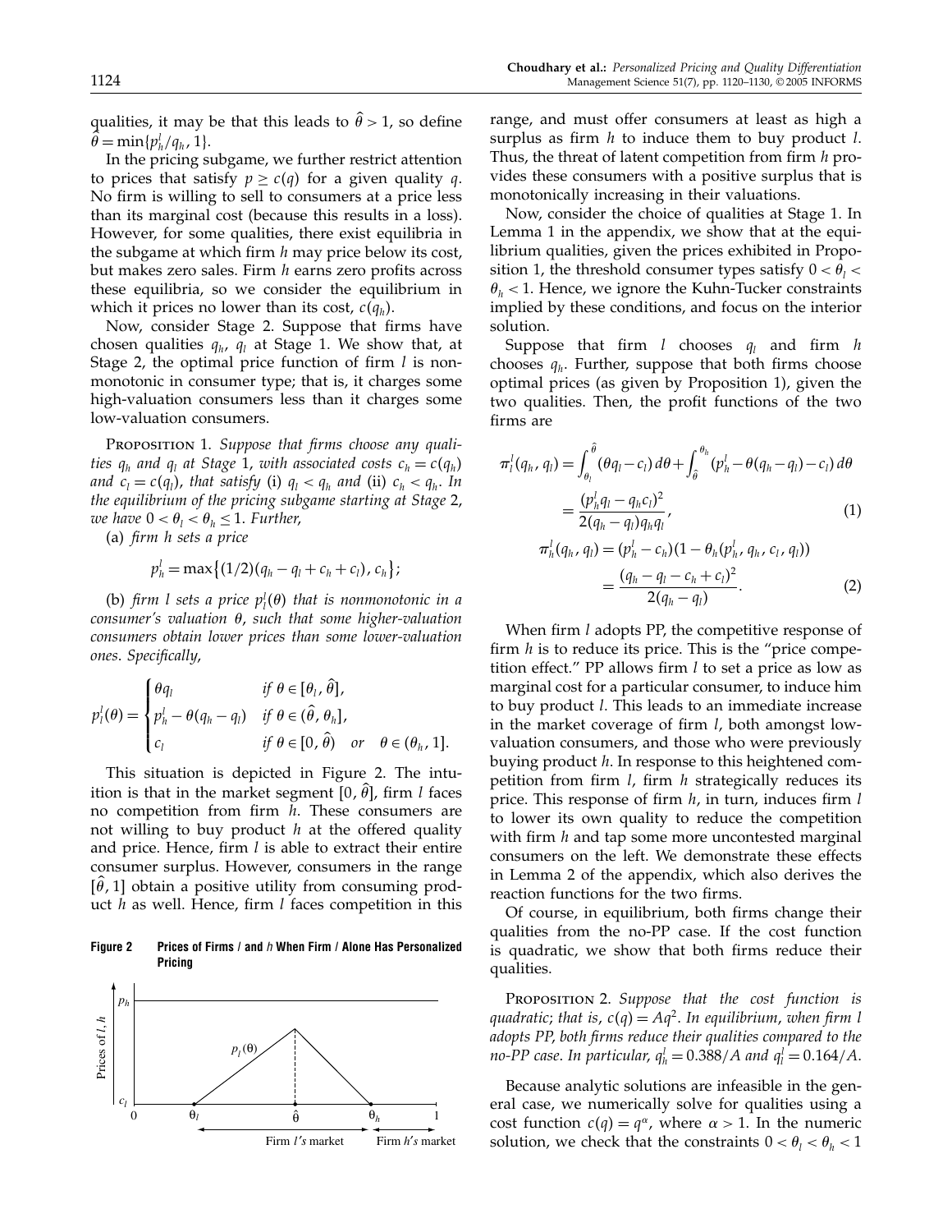qualities, it may be that this leads to $\hat{\theta} > 1$, so define $\hat{\theta} = \min\{p_h^l/q_h, 1\}$.

In the pricing subgame, we further restrict attention to prices that satisfy $p \geq c(q)$ for a given quality $q$. No firm is willing to sell to consumers at a price less than its marginal cost (because this results in a loss). However, for some qualities, there exist equilibria in the subgame at which firm $h$ may price below its cost, but makes zero sales. Firm $h$ earns zero profits across these equilibria, so we consider the equilibrium in which it prices no lower than its cost, $c(q_h)$.

Now, consider Stage 2. Suppose that firms have chosen qualities $q_h$, $q_l$ at Stage 1. We show that, at Stage 2, the optimal price function of firm $l$ is nonmonotonic in consumer type; that is, it charges some high-valuation consumers less than it charges some low-valuation consumers.

Proposition 1. *Suppose that firms choose any qualities $q_h$ and $q_l$ at Stage 1, with associated costs $c_h = c(q_h)$ and $c_l = c(q_l)$, that satisfy (i) $q_l < q_h$ and (ii) $c_h < q_h$. In the equilibrium of the pricing subgame starting at Stage 2, we have $0 < \theta_l < \theta_h \leq 1$. Further,*

(a) *firm h sets a price*

$$p_h^l = \max\{(1/2)(q_h - q_l + c_h + c_l), c_h\};$$

(b) *firm l sets a price $p_l^l(\theta)$ that is nonmonotonic in a consumer's valuation $\theta$, such that some higher-valuation consumers obtain lower prices than some lower-valuation ones. Specifically,*

$$p_l^l(\theta) = \begin{cases} \theta q_l & \text{if } \theta \in [\theta_l, \hat{\theta}], \\ p_h^l - \theta(q_h - q_l) & \text{if } \theta \in (\hat{\theta}, \theta_h], \\ c_l & \text{if } \theta \in [0, \hat{\theta}) \quad \text{or} \quad \theta \in (\theta_h, 1]. \end{cases}$$

This situation is depicted in Figure 2. The intuition is that in the market segment $[0, \hat{\theta}]$, firm $l$ faces no competition from firm $h$. These consumers are not willing to buy product $h$ at the offered quality and price. Hence, firm $l$ is able to extract their entire consumer surplus. However, consumers in the range $[\hat{\theta}, 1]$ obtain a positive utility from consuming product $h$ as well. Hence, firm $l$ faces competition in this range, and must offer consumers at least as high a surplus as firm $h$ to induce them to buy product $l$. Thus, the threat of latent competition from firm $h$ provides these consumers with a positive surplus that is monotonically increasing in their valuations.

**Figure 2** Prices of Firms $l$ and $h$ When Firm $l$ Alone Has Personalized Pricing

Now, consider the choice of qualities at Stage 1. In Lemma 1 in the appendix, we show that at the equilibrium qualities, given the prices exhibited in Proposition 1, the threshold consumer types satisfy $0 < \theta_l < \theta_h < 1$. Hence, we ignore the Kuhn-Tucker constraints implied by these conditions, and focus on the interior solution.

Suppose that firm $l$ chooses $q_l$ and firm $h$ chooses $q_h$. Further, suppose that both firms choose optimal prices (as given by Proposition 1), given the two qualities. Then, the profit functions of the two firms are

$$\pi_l^l(q_h, q_l) = \int_{\theta_l}^{\hat{\theta}} (\theta q_l - c_l)\, d\theta + \int_{\hat{\theta}}^{\theta_h} (p_h^l - \theta(q_h - q_l) - c_l)\, d\theta = \frac{(p_h^l q_l - q_h c_l)^2}{2(q_h - q_l) q_h q_l}, \tag{1}$$

$$\pi_h^l(q_h, q_l) = (p_h^l - c_h)(1 - \theta_h(p_h^l, q_h, c_l, q_l)) = \frac{(q_h - q_l - c_h + c_l)^2}{2(q_h - q_l)}. \tag{2}$$

When firm $l$ adopts PP, the competitive response of firm $h$ is to reduce its price. This is the "price competition effect." PP allows firm $l$ to set a price as low as marginal cost for a particular consumer, to induce him to buy product $l$. This leads to an immediate increase in the market coverage of firm $l$, both amongst low-valuation consumers, and those who were previously buying product $h$. In response to this heightened competition from firm $l$, firm $h$ strategically reduces its price. This response of firm $h$, in turn, induces firm $l$ to lower its own quality to reduce the competition with firm $h$ and tap some more uncontested marginal consumers on the left. We demonstrate these effects in Lemma 2 of the appendix, which also derives the reaction functions for the two firms.

Of course, in equilibrium, both firms change their qualities from the no-PP case. If the cost function is quadratic, we show that both firms reduce their qualities.

Proposition 2. *Suppose that the cost function is quadratic; that is, $c(q) = Aq^2$. In equilibrium, when firm $l$ adopts PP, both firms reduce their qualities compared to the no-PP case. In particular, $q_h^l = 0.388/A$ and $q_l^l = 0.164/A$.*

Because analytic solutions are infeasible in the general case, we numerically solve for qualities using a cost function $c(q) = q^\alpha$, where $\alpha > 1$. In the numeric solution, we check that the constraints $0 < \theta_l < \theta_h < 1$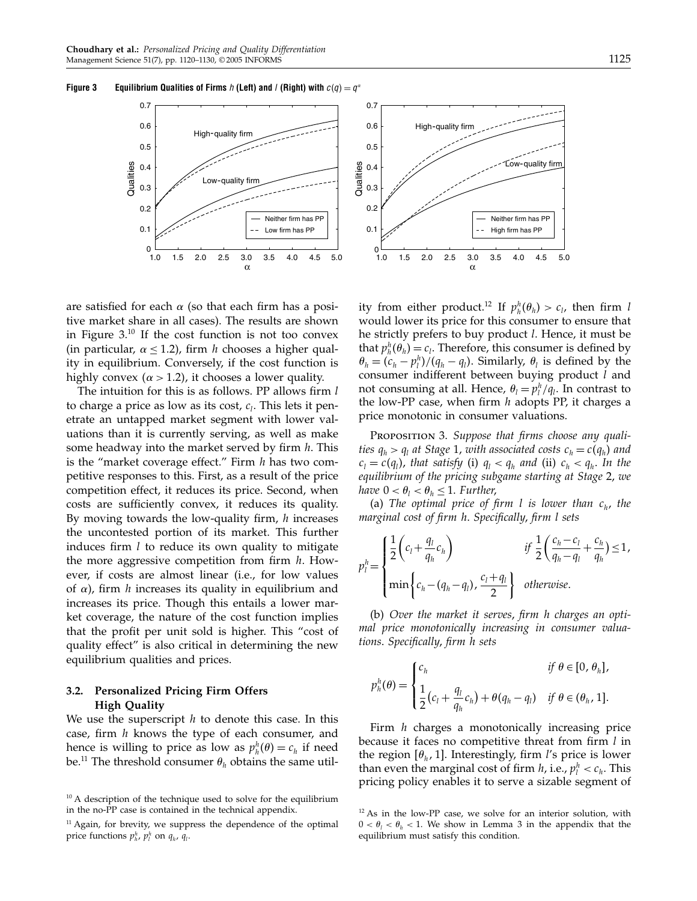**Figure 3 Equilibrium Qualities of Firms $h$ (Left) and $l$ (Right) with $c(q) = q^\alpha$**

are satisfied for each $\alpha$ (so that each firm has a positive market share in all cases). The results are shown in Figure 3.[10] If the cost function is not too convex (in particular, $\alpha \leq 1.2$), firm $h$ chooses a higher quality in equilibrium. Conversely, if the cost function is highly convex ($\alpha > 1.2$), it chooses a lower quality.

The intuition for this is as follows. PP allows firm $l$ to charge a price as low as its cost, $c_l$. This lets it penetrate an untapped market segment with lower valuations than it is currently serving, as well as make some headway into the market served by firm $h$. This is the "market coverage effect." Firm $h$ has two competitive responses to this. First, as a result of the price competition effect, it reduces its price. Second, when costs are sufficiently convex, it reduces its quality. By moving towards the low-quality firm, $h$ increases the uncontested portion of its market. This further induces firm $l$ to reduce its own quality to mitigate the more aggressive competition from firm $h$. However, if costs are almost linear (i.e., for low values of $\alpha$), firm $h$ increases its quality in equilibrium and increases its price. Though this entails a lower market coverage, the nature of the cost function implies that the profit per unit sold is higher. This "cost of quality effect" is also critical in determining the new equilibrium qualities and prices.

### 3.2. Personalized Pricing Firm Offers High Quality

We use the superscript $h$ to denote this case. In this case, firm $h$ knows the type of each consumer, and hence is willing to price as low as $p_h^h(\theta) = c_h$ if need be.[11] The threshold consumer $\theta_h$ obtains the same utility from either product.[12] If $p_h^h(\theta_h) > c_l$, then firm $l$ would lower its price for this consumer to ensure that he strictly prefers to buy product $l$. Hence, it must be that $p_h^h(\theta_h) = c_l$. Therefore, this consumer is defined by $\theta_h = (c_h - p_l^h)/(q_h - q_l)$. Similarly, $\theta_l$ is defined by the consumer indifferent between buying product $l$ and not consuming at all. Hence, $\theta_l = p_l^h/q_l$. In contrast to the low-PP case, when firm $h$ adopts PP, it charges a price monotonic in consumer valuations.

Proposition 3. *Suppose that firms choose any qualities $q_h > q_l$ at Stage 1, with associated costs $c_h = c(q_h)$ and $c_l = c(q_l)$, that satisfy* (i) $q_l < q_h$ *and* (ii) $c_h < q_h$. *In the equilibrium of the pricing subgame starting at Stage 2, we have $0 < \theta_l < \theta_h \leq 1$. Further,*

(a) *The optimal price of firm $l$ is lower than $c_h$, the marginal cost of firm $h$. Specifically, firm $l$ sets*

$$p_l^h = \begin{cases} \dfrac{1}{2}\left(c_l + \dfrac{q_l}{q_h}c_h\right) & \text{if } \dfrac{1}{2}\left(\dfrac{c_h - c_l}{q_h - q_l} + \dfrac{c_h}{q_h}\right) \leq 1, \\[2ex] \min\left\{c_h - (q_h - q_l), \dfrac{c_l + q_l}{2}\right\} & \text{otherwise.} \end{cases}$$

(b) *Over the market it serves, firm $h$ charges an optimal price monotonically increasing in consumer valuations. Specifically, firm $h$ sets*

$$p_h^h(\theta) = \begin{cases} c_h & \text{if } \theta \in [0, \theta_h], \\[1ex] \dfrac{1}{2}\left(c_l + \dfrac{q_l}{q_h}c_h\right) + \theta(q_h - q_l) & \text{if } \theta \in (\theta_h, 1]. \end{cases}$$

Firm $h$ charges a monotonically increasing price because it faces no competitive threat from firm $l$ in the region $[\theta_h, 1]$. Interestingly, firm $l$'s price is lower than even the marginal cost of firm $h$, i.e., $p_l^h < c_h$. This pricing policy enables it to serve a sizable segment of

---

[10] A description of the technique used to solve for the equilibrium in the no-PP case is contained in the technical appendix.

[11] Again, for brevity, we suppress the dependence of the optimal price functions $p_h^h$, $p_l^h$ on $q_h$, $q_l$.

[12] As in the low-PP case, we solve for an interior solution, with $0 < \theta_l < \theta_h < 1$. We show in Lemma 3 in the appendix that the equilibrium must satisfy this condition.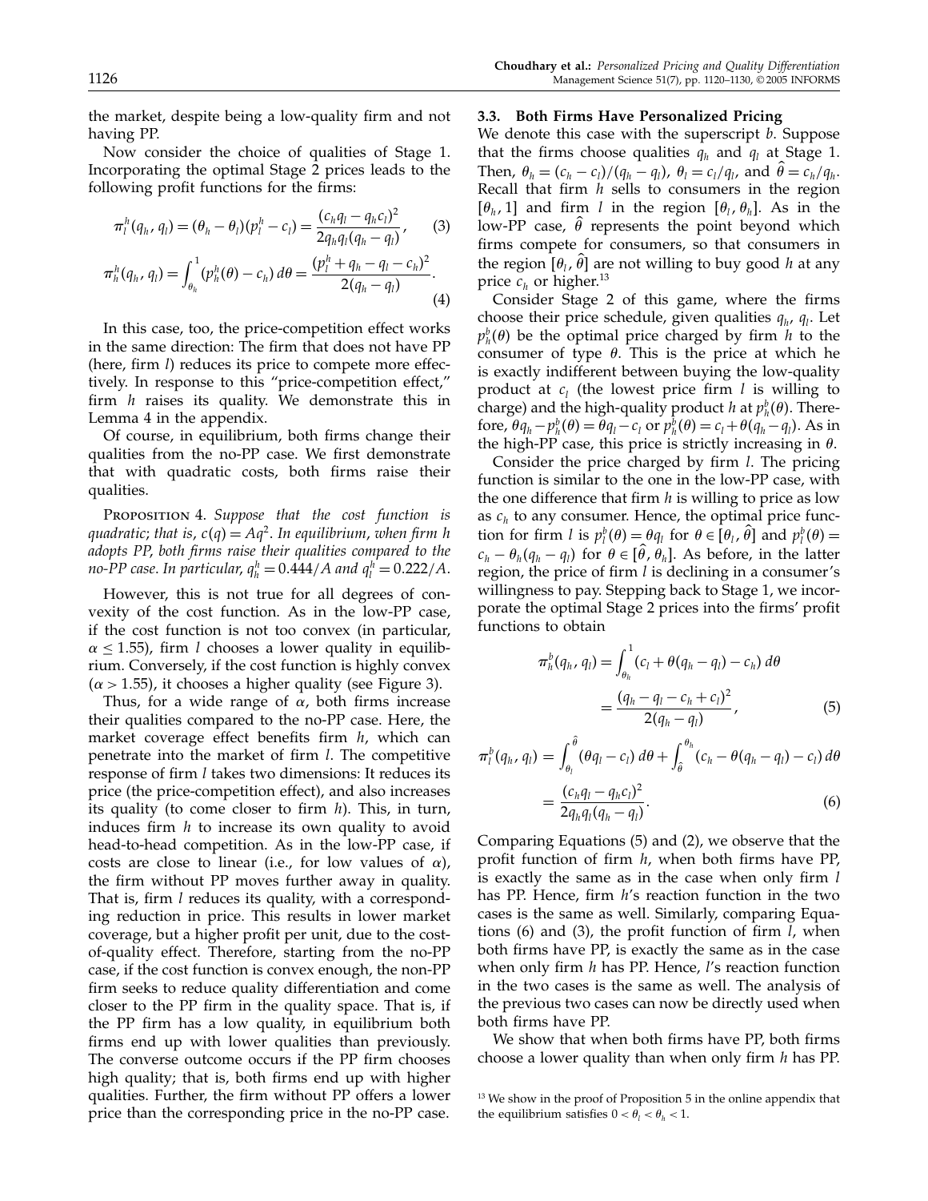the market, despite being a low-quality firm and not having PP.

Now consider the choice of qualities of Stage 1. Incorporating the optimal Stage 2 prices leads to the following profit functions for the firms:

$$\pi_l^h(q_h, q_l) = (\theta_h - \theta_l)(p_l^h - c_l) = \frac{(c_h q_l - q_h c_l)^2}{2q_h q_l (q_h - q_l)}, \quad (3)$$

$$\pi_h^h(q_h, q_l) = \int_{\theta_h}^{1} (p_h^h(\theta) - c_h)\, d\theta = \frac{(p_l^h + q_h - q_l - c_h)^2}{2(q_h - q_l)}. \quad (4)$$

In this case, too, the price-competition effect works in the same direction: The firm that does not have PP (here, firm $l$) reduces its price to compete more effectively. In response to this "price-competition effect," firm $h$ raises its quality. We demonstrate this in Lemma 4 in the appendix.

Of course, in equilibrium, both firms change their qualities from the no-PP case. We first demonstrate that with quadratic costs, both firms raise their qualities.

Proposition 4. *Suppose that the cost function is quadratic; that is, $c(q) = Aq^2$. In equilibrium, when firm h adopts PP, both firms raise their qualities compared to the no-PP case. In particular, $q_h^h = 0.444/A$ and $q_l^h = 0.222/A$.*

However, this is not true for all degrees of convexity of the cost function. As in the low-PP case, if the cost function is not too convex (in particular, $\alpha \leq 1.55$), firm $l$ chooses a lower quality in equilibrium. Conversely, if the cost function is highly convex ($\alpha > 1.55$), it chooses a higher quality (see Figure 3).

Thus, for a wide range of $\alpha$, both firms increase their qualities compared to the no-PP case. Here, the market coverage effect benefits firm $h$, which can penetrate into the market of firm $l$. The competitive response of firm $l$ takes two dimensions: It reduces its price (the price-competition effect), and also increases its quality (to come closer to firm $h$). This, in turn, induces firm $h$ to increase its own quality to avoid head-to-head competition. As in the low-PP case, if costs are close to linear (i.e., for low values of $\alpha$), the firm without PP moves further away in quality. That is, firm $l$ reduces its quality, with a corresponding reduction in price. This results in lower market coverage, but a higher profit per unit, due to the cost-of-quality effect. Therefore, starting from the no-PP case, if the cost function is convex enough, the non-PP firm seeks to reduce quality differentiation and come closer to the PP firm in the quality space. That is, if the PP firm has a low quality, in equilibrium both firms end up with lower qualities than previously. The converse outcome occurs if the PP firm chooses high quality; that is, both firms end up with higher qualities. Further, the firm without PP offers a lower price than the corresponding price in the no-PP case.

### 3.3. Both Firms Have Personalized Pricing

We denote this case with the superscript $b$. Suppose that the firms choose qualities $q_h$ and $q_l$ at Stage 1. Then, $\theta_h = (c_h - c_l)/(q_h - q_l)$, $\theta_l = c_l/q_l$, and $\hat{\theta} = c_h/q_h$. Recall that firm $h$ sells to consumers in the region $[\theta_h, 1]$ and firm $l$ in the region $[\theta_l, \theta_h]$. As in the low-PP case, $\hat{\theta}$ represents the point beyond which firms compete for consumers, so that consumers in the region $[\theta_l, \hat{\theta}]$ are not willing to buy good $h$ at any price $c_h$ or higher.[13]

Consider Stage 2 of this game, where the firms choose their price schedule, given qualities $q_h$, $q_l$. Let $p_h^b(\theta)$ be the optimal price charged by firm $h$ to the consumer of type $\theta$. This is the price at which he is exactly indifferent between buying the low-quality product at $c_l$ (the lowest price firm $l$ is willing to charge) and the high-quality product $h$ at $p_h^b(\theta)$. Therefore, $\theta q_h - p_h^b(\theta) = \theta q_l - c_l$ or $p_h^b(\theta) = c_l + \theta(q_h - q_l)$. As in the high-PP case, this price is strictly increasing in $\theta$.

Consider the price charged by firm $l$. The pricing function is similar to the one in the low-PP case, with the one difference that firm $h$ is willing to price as low as $c_h$ to any consumer. Hence, the optimal price function for firm $l$ is $p_l^b(\theta) = \theta q_l$ for $\theta \in [\theta_l, \hat{\theta}]$ and $p_l^b(\theta) = c_h - \theta_h(q_h - q_l)$ for $\theta \in [\hat{\theta}, \theta_h]$. As before, in the latter region, the price of firm $l$ is declining in a consumer's willingness to pay. Stepping back to Stage 1, we incorporate the optimal Stage 2 prices into the firms' profit functions to obtain

$$\pi_h^b(q_h, q_l) = \int_{\theta_h}^{1} (c_l + \theta(q_h - q_l) - c_h)\, d\theta = \frac{(q_h - q_l - c_h + c_l)^2}{2(q_h - q_l)}, \quad (5)$$

$$\pi_l^b(q_h, q_l) = \int_{\theta_l}^{\hat{\theta}} (\theta q_l - c_l)\, d\theta + \int_{\hat{\theta}}^{\theta_h} (c_h - \theta(q_h - q_l) - c_l)\, d\theta = \frac{(c_h q_l - q_h c_l)^2}{2q_h q_l (q_h - q_l)}. \quad (6)$$

Comparing Equations (5) and (2), we observe that the profit function of firm $h$, when both firms have PP, is exactly the same as in the case when only firm $l$ has PP. Hence, firm $h$'s reaction function in the two cases is the same as well. Similarly, comparing Equations (6) and (3), the profit function of firm $l$, when both firms have PP, is exactly the same as in the case when only firm $h$ has PP. Hence, $l$'s reaction function in the two cases is the same as well. The analysis of the previous two cases can now be directly used when both firms have PP.

We show that when both firms have PP, both firms choose a lower quality than when only firm $h$ has PP.

[13] We show in the proof of Proposition 5 in the online appendix that the equilibrium satisfies $0 < \theta_l < \theta_h < 1$.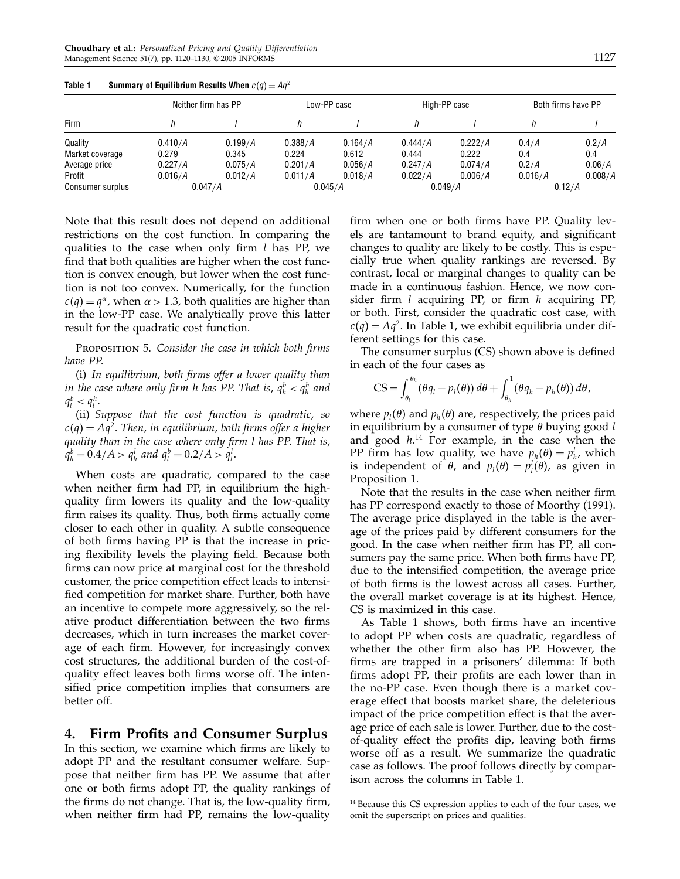**Table 1** Summary of Equilibrium Results When $c(q) = Aq^2$

| Firm | Neither firm has PP | | Low-PP case | | High-PP case | | Both firms have PP | |
|---|---|---|---|---|---|---|---|---|
| | $h$ | $l$ | $h$ | $l$ | $h$ | $l$ | $h$ | $l$ |
| Quality | $0.410/A$ | $0.199/A$ | $0.388/A$ | $0.164/A$ | $0.444/A$ | $0.222/A$ | $0.4/A$ | $0.2/A$ |
| Market coverage | 0.279 | 0.345 | 0.224 | 0.612 | 0.444 | 0.222 | 0.4 | 0.4 |
| Average price | $0.227/A$ | $0.075/A$ | $0.201/A$ | $0.056/A$ | $0.247/A$ | $0.074/A$ | $0.2/A$ | $0.06/A$ |
| Profit | $0.016/A$ | $0.012/A$ | $0.011/A$ | $0.018/A$ | $0.022/A$ | $0.006/A$ | $0.016/A$ | $0.008/A$ |
| Consumer surplus | $0.047/A$ | | $0.045/A$ | | $0.049/A$ | | $0.12/A$ | |

Note that this result does not depend on additional restrictions on the cost function. In comparing the qualities to the case when only firm $l$ has PP, we find that both qualities are higher when the cost function is convex enough, but lower when the cost function is not too convex. Numerically, for the function $c(q) = q^\alpha$, when $\alpha > 1.3$, both qualities are higher than in the low-PP case. We analytically prove this latter result for the quadratic cost function.

Proposition 5. *Consider the case in which both firms have PP.*

(i) *In equilibrium, both firms offer a lower quality than in the case where only firm h has PP. That is, $q_h^b < q_h^h$ and $q_l^b < q_l^h$.*

(ii) *Suppose that the cost function is quadratic, so $c(q) = Aq^2$. Then, in equilibrium, both firms offer a higher quality than in the case where only firm l has PP. That is, $q_h^b = 0.4/A > q_h^l$ and $q_l^b = 0.2/A > q_l^l$.*

When costs are quadratic, compared to the case when neither firm had PP, in equilibrium the high-quality firm lowers its quality and the low-quality firm raises its quality. Thus, both firms actually come closer to each other in quality. A subtle consequence of both firms having PP is that the increase in pricing flexibility levels the playing field. Because both firms can now price at marginal cost for the threshold customer, the price competition effect leads to intensified competition for market share. Further, both have an incentive to compete more aggressively, so the relative product differentiation between the two firms decreases, which in turn increases the market coverage of each firm. However, for increasingly convex cost structures, the additional burden of the cost-of-quality effect leaves both firms worse off. The intensified price competition implies that consumers are better off.

## 4. Firm Profits and Consumer Surplus

In this section, we examine which firms are likely to adopt PP and the resultant consumer welfare. Suppose that neither firm has PP. We assume that after one or both firms adopt PP, the quality rankings of the firms do not change. That is, the low-quality firm, when neither firm had PP, remains the low-quality firm when one or both firms have PP. Quality levels are tantamount to brand equity, and significant changes to quality are likely to be costly. This is especially true when quality rankings are reversed. By contrast, local or marginal changes to quality can be made in a continuous fashion. Hence, we now consider firm $l$ acquiring PP, or firm $h$ acquiring PP, or both. First, consider the quadratic cost case, with $c(q) = Aq^2$. In Table 1, we exhibit equilibria under different settings for this case.

The consumer surplus (CS) shown above is defined in each of the four cases as

$$\text{CS} = \int_{\theta_l}^{\theta_h} (\theta q_l - p_l(\theta))\, d\theta + \int_{\theta_h}^{1} (\theta q_h - p_h(\theta))\, d\theta,$$

where $p_l(\theta)$ and $p_h(\theta)$ are, respectively, the prices paid in equilibrium by a consumer of type $\theta$ buying good $l$ and good $h$.[14] For example, in the case when the PP firm has low quality, we have $p_h(\theta) = p_h^l$, which is independent of $\theta$, and $p_l(\theta) = p_l^l(\theta)$, as given in Proposition 1.

Note that the results in the case when neither firm has PP correspond exactly to those of Moorthy (1991). The average price displayed in the table is the average of the prices paid by different consumers for the good. In the case when neither firm has PP, all consumers pay the same price. When both firms have PP, due to the intensified competition, the average price of both firms is the lowest across all cases. Further, the overall market coverage is at its highest. Hence, CS is maximized in this case.

As Table 1 shows, both firms have an incentive to adopt PP when costs are quadratic, regardless of whether the other firm also has PP. However, the firms are trapped in a prisoners' dilemma: If both firms adopt PP, their profits are each lower than in the no-PP case. Even though there is a market coverage effect that boosts market share, the deleterious impact of the price competition effect is that the average price of each sale is lower. Further, due to the cost-of-quality effect the profits dip, leaving both firms worse off as a result. We summarize the quadratic case as follows. The proof follows directly by comparison across the columns in Table 1.

[14] Because this CS expression applies to each of the four cases, we omit the superscript on prices and qualities.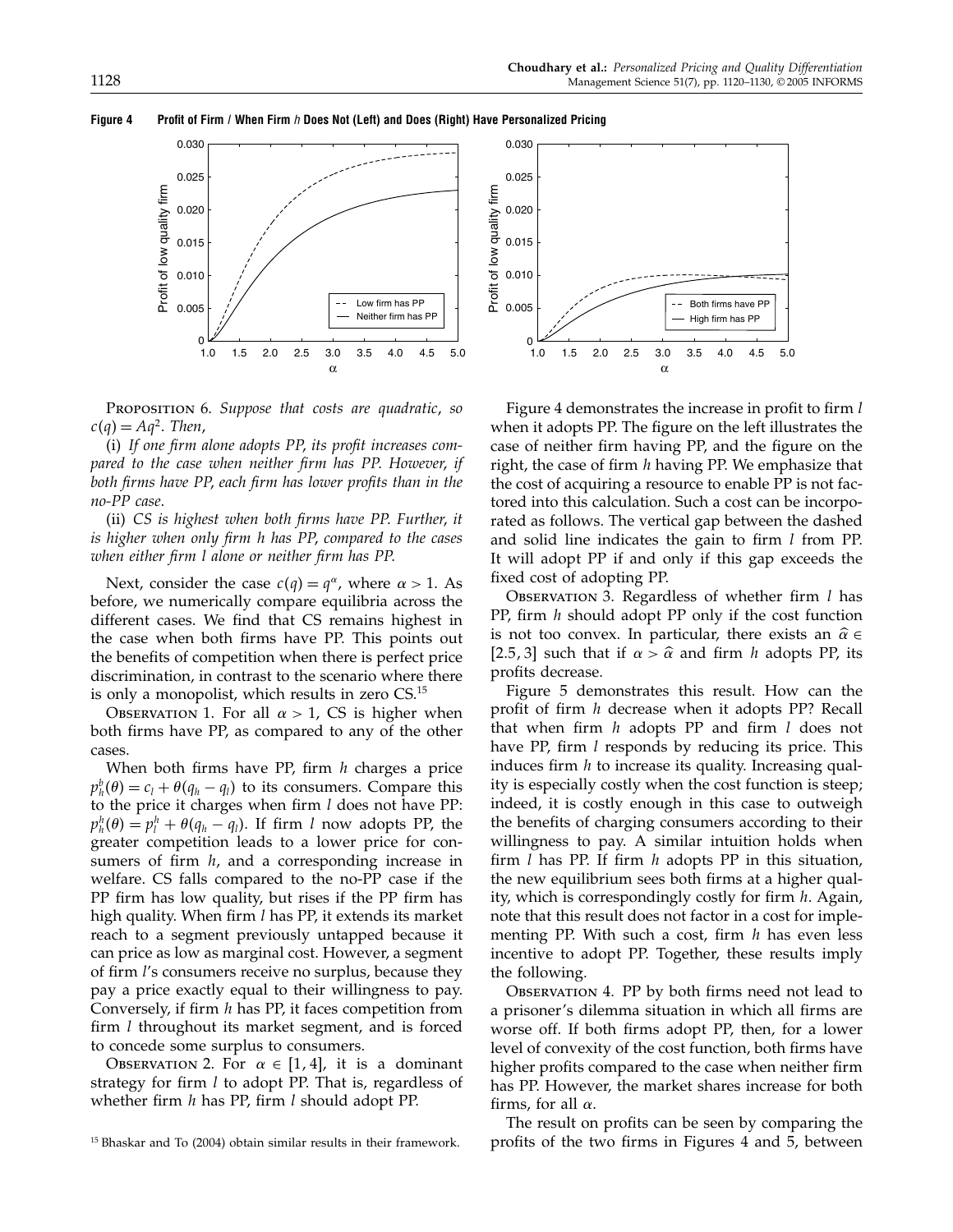**Figure 4 Profit of Firm $l$ When Firm $h$ Does Not (Left) and Does (Right) Have Personalized Pricing**

Profit of low quality firm

0.030
0.025
0.020
0.015
0.010
0.005
0

1.0 1.5 2.0 2.5 3.0 3.5 4.0 4.5 5.0

α

Low firm has PP
Neither firm has PP

Profit of low quality firm

0.030
0.025
0.020
0.015
0.010
0.005
0

1.0 1.5 2.0 2.5 3.0 3.5 4.0 4.5 5.0

α

Both firms have PP
High firm has PP

Proposition 6. *Suppose that costs are quadratic, so* $c(q) = Aq^2$. *Then,*

(i) *If one firm alone adopts PP, its profit increases compared to the case when neither firm has PP. However, if both firms have PP, each firm has lower profits than in the no-PP case.*

(ii) *CS is highest when both firms have PP. Further, it is higher when only firm h has PP, compared to the cases when either firm l alone or neither firm has PP.*

Next, consider the case $c(q) = q^\alpha$, where $\alpha > 1$. As before, we numerically compare equilibria across the different cases. We find that CS remains highest in the case when both firms have PP. This points out the benefits of competition when there is perfect price discrimination, in contrast to the scenario where there is only a monopolist, which results in zero CS.[15]

Observation 1. For all $\alpha > 1$, CS is higher when both firms have PP, as compared to any of the other cases.

When both firms have PP, firm $h$ charges a price $p_h^b(\theta) = c_l + \theta(q_h - q_l)$ to its consumers. Compare this to the price it charges when firm $l$ does not have PP: $p_h^h(\theta) = p_l^h + \theta(q_h - q_l)$. If firm $l$ now adopts PP, the greater competition leads to a lower price for consumers of firm $h$, and a corresponding increase in welfare. CS falls compared to the no-PP case if the PP firm has low quality, but rises if the PP firm has high quality. When firm $l$ has PP, it extends its market reach to a segment previously untapped because it can price as low as marginal cost. However, a segment of firm $l$'s consumers receive no surplus, because they pay a price exactly equal to their willingness to pay. Conversely, if firm $h$ has PP, it faces competition from firm $l$ throughout its market segment, and is forced to concede some surplus to consumers.

Observation 2. For $\alpha \in [1, 4]$, it is a dominant strategy for firm $l$ to adopt PP. That is, regardless of whether firm $h$ has PP, firm $l$ should adopt PP.

Figure 4 demonstrates the increase in profit to firm $l$ when it adopts PP. The figure on the left illustrates the case of neither firm having PP, and the figure on the right, the case of firm $h$ having PP. We emphasize that the cost of acquiring a resource to enable PP is not factored into this calculation. Such a cost can be incorporated as follows. The vertical gap between the dashed and solid line indicates the gain to firm $l$ from PP. It will adopt PP if and only if this gap exceeds the fixed cost of adopting PP.

Observation 3. Regardless of whether firm $l$ has PP, firm $h$ should adopt PP only if the cost function is not too convex. In particular, there exists an $\hat{\alpha} \in [2.5, 3]$ such that if $\alpha > \hat{\alpha}$ and firm $h$ adopts PP, its profits decrease.

Figure 5 demonstrates this result. How can the profit of firm $h$ decrease when it adopts PP? Recall that when firm $h$ adopts PP and firm $l$ does not have PP, firm $l$ responds by reducing its price. This induces firm $h$ to increase its quality. Increasing quality is especially costly when the cost function is steep; indeed, it is costly enough in this case to outweigh the benefits of charging consumers according to their willingness to pay. A similar intuition holds when firm $l$ has PP. If firm $h$ adopts PP in this situation, the new equilibrium sees both firms at a higher quality, which is correspondingly costly for firm $h$. Again, note that this result does not factor in a cost for implementing PP. With such a cost, firm $h$ has even less incentive to adopt PP. Together, these results imply the following.

Observation 4. PP by both firms need not lead to a prisoner's dilemma situation in which all firms are worse off. If both firms adopt PP, then, for a lower level of convexity of the cost function, both firms have higher profits compared to the case when neither firm has PP. However, the market shares increase for both firms, for all $\alpha$.

The result on profits can be seen by comparing the profits of the two firms in Figures 4 and 5, between

[15] Bhaskar and To (2004) obtain similar results in their framework.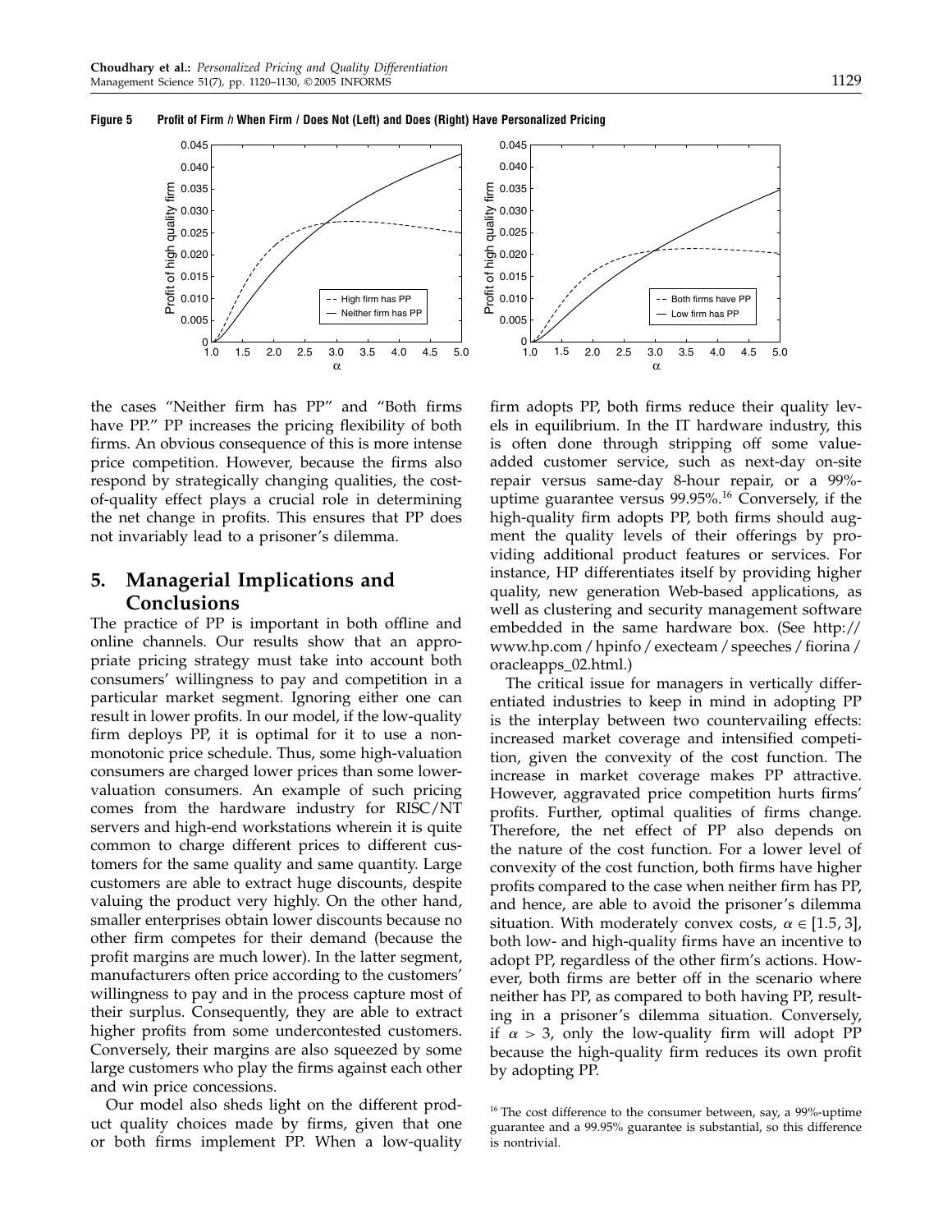**Figure 5 Profit of Firm $h$ When Firm $l$ Does Not (Left) and Does (Right) Have Personalized Pricing**

Profit of high quality firm

0.045
0.040
0.035
0.030
0.025
0.020
0.015
0.010
0.005
0

1.0 1.5 2.0 2.5 3.0 3.5 4.0 4.5 5.0

α

-- High firm has PP
— Neither firm has PP

Profit of high quality firm

0.045
0.040
0.035
0.030
0.025
0.020
0.015
0.010
0.005
0

1.0 1.5 2.0 2.5 3.0 3.5 4.0 4.5 5.0

α

-- Both firms have PP
— Low firm has PP

the cases "Neither firm has PP" and "Both firms have PP." PP increases the pricing flexibility of both firms. An obvious consequence of this is more intense price competition. However, because the firms also respond by strategically changing qualities, the cost-of-quality effect plays a crucial role in determining the net change in profits. This ensures that PP does not invariably lead to a prisoner's dilemma.

## 5. Managerial Implications and Conclusions

The practice of PP is important in both offline and online channels. Our results show that an appropriate pricing strategy must take into account both consumers' willingness to pay and competition in a particular market segment. Ignoring either one can result in lower profits. In our model, if the low-quality firm deploys PP, it is optimal for it to use a nonmonotonic price schedule. Thus, some high-valuation consumers are charged lower prices than some lower-valuation consumers. An example of such pricing comes from the hardware industry for RISC/NT servers and high-end workstations wherein it is quite common to charge different prices to different customers for the same quality and same quantity. Large customers are able to extract huge discounts, despite valuing the product very highly. On the other hand, smaller enterprises obtain lower discounts because no other firm competes for their demand (because the profit margins are much lower). In the latter segment, manufacturers often price according to the customers' willingness to pay and in the process capture most of their surplus. Consequently, they are able to extract higher profits from some undercontested customers. Conversely, their margins are also squeezed by some large customers who play the firms against each other and win price concessions.

Our model also sheds light on the different product quality choices made by firms, given that one or both firms implement PP. When a low-quality firm adopts PP, both firms reduce their quality levels in equilibrium. In the IT hardware industry, this is often done through stripping off some value-added customer service, such as next-day on-site repair versus same-day 8-hour repair, or a 99%-uptime guarantee versus 99.95%.[16] Conversely, if the high-quality firm adopts PP, both firms should augment the quality levels of their offerings by providing additional product features or services. For instance, HP differentiates itself by providing higher quality, new generation Web-based applications, as well as clustering and security management software embedded in the same hardware box. (See http://www.hp.com/hpinfo/execteam/speeches/fiorina/oracleapps_02.html.)

The critical issue for managers in vertically differentiated industries to keep in mind in adopting PP is the interplay between two countervailing effects: increased market coverage and intensified competition, given the convexity of the cost function. The increase in market coverage makes PP attractive. However, aggravated price competition hurts firms' profits. Further, optimal qualities of firms change. Therefore, the net effect of PP also depends on the nature of the cost function. For a lower level of convexity of the cost function, both firms have higher profits compared to the case when neither firm has PP, and hence, are able to avoid the prisoner's dilemma situation. With moderately convex costs, $\alpha \in [1.5, 3]$, both low- and high-quality firms have an incentive to adopt PP, regardless of the other firm's actions. However, both firms are better off in the scenario where neither has PP, as compared to both having PP, resulting in a prisoner's dilemma situation. Conversely, if $\alpha > 3$, only the low-quality firm will adopt PP because the high-quality firm reduces its own profit by adopting PP.

[16] The cost difference to the consumer between, say, a 99%-uptime guarantee and a 99.95% guarantee is substantial, so this difference is nontrivial.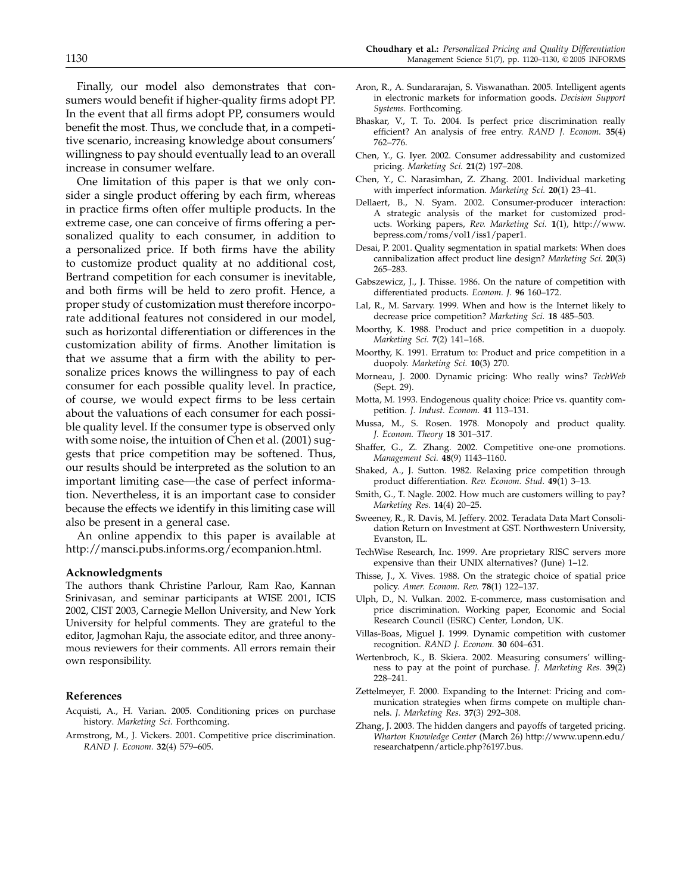Finally, our model also demonstrates that consumers would benefit if higher-quality firms adopt PP. In the event that all firms adopt PP, consumers would benefit the most. Thus, we conclude that, in a competitive scenario, increasing knowledge about consumers' willingness to pay should eventually lead to an overall increase in consumer welfare.

One limitation of this paper is that we only consider a single product offering by each firm, whereas in practice firms often offer multiple products. In the extreme case, one can conceive of firms offering a personalized quality to each consumer, in addition to a personalized price. If both firms have the ability to customize product quality at no additional cost, Bertrand competition for each consumer is inevitable, and both firms will be held to zero profit. Hence, a proper study of customization must therefore incorporate additional features not considered in our model, such as horizontal differentiation or differences in the customization ability of firms. Another limitation is that we assume that a firm with the ability to personalize prices knows the willingness to pay of each consumer for each possible quality level. In practice, of course, we would expect firms to be less certain about the valuations of each consumer for each possible quality level. If the consumer type is observed only with some noise, the intuition of Chen et al. (2001) suggests that price competition may be softened. Thus, our results should be interpreted as the solution to an important limiting case—the case of perfect information. Nevertheless, it is an important case to consider because the effects we identify in this limiting case will also be present in a general case.

An online appendix to this paper is available at http://mansci.pubs.informs.org/ecompanion.html.

### Acknowledgments

The authors thank Christine Parlour, Ram Rao, Kannan Srinivasan, and seminar participants at WISE 2001, ICIS 2002, CIST 2003, Carnegie Mellon University, and New York University for helpful comments. They are grateful to the editor, Jagmohan Raju, the associate editor, and three anonymous reviewers for their comments. All errors remain their own responsibility.

### References

Acquisti, A., H. Varian. 2005. Conditioning prices on purchase history. *Marketing Sci.* Forthcoming.

Armstrong, M., J. Vickers. 2001. Competitive price discrimination. *RAND J. Econom.* **32**(4) 579–605.

Aron, R., A. Sundararajan, S. Viswanathan. 2005. Intelligent agents in electronic markets for information goods. *Decision Support Systems.* Forthcoming.

Bhaskar, V., T. To. 2004. Is perfect price discrimination really efficient? An analysis of free entry. *RAND J. Econom.* **35**(4) 762–776.

Chen, Y., G. Iyer. 2002. Consumer addressability and customized pricing. *Marketing Sci.* **21**(2) 197–208.

Chen, Y., C. Narasimhan, Z. Zhang. 2001. Individual marketing with imperfect information. *Marketing Sci.* **20**(1) 23–41.

Dellaert, B., N. Syam. 2002. Consumer-producer interaction: A strategic analysis of the market for customized products. Working papers, *Rev. Marketing Sci.* **1**(1), http://www.bepress.com/roms/vol1/iss1/paper1.

Desai, P. 2001. Quality segmentation in spatial markets: When does cannibalization affect product line design? *Marketing Sci.* **20**(3) 265–283.

Gabszewicz, J., J. Thisse. 1986. On the nature of competition with differentiated products. *Econom. J.* **96** 160–172.

Lal, R., M. Sarvary. 1999. When and how is the Internet likely to decrease price competition? *Marketing Sci.* **18** 485–503.

Moorthy, K. 1988. Product and price competition in a duopoly. *Marketing Sci.* **7**(2) 141–168.

Moorthy, K. 1991. Erratum to: Product and price competition in a duopoly. *Marketing Sci.* **10**(3) 270.

Morneau, J. 2000. Dynamic pricing: Who really wins? *TechWeb* (Sept. 29).

Motta, M. 1993. Endogenous quality choice: Price vs. quantity competition. *J. Indust. Econom.* **41** 113–131.

Mussa, M., S. Rosen. 1978. Monopoly and product quality. *J. Econom. Theory* **18** 301–317.

Shaffer, G., Z. Zhang. 2002. Competitive one-one promotions. *Management Sci.* **48**(9) 1143–1160.

Shaked, A., J. Sutton. 1982. Relaxing price competition through product differentiation. *Rev. Econom. Stud.* **49**(1) 3–13.

Smith, G., T. Nagle. 2002. How much are customers willing to pay? *Marketing Res.* **14**(4) 20–25.

Sweeney, R., R. Davis, M. Jeffery. 2002. Teradata Data Mart Consolidation Return on Investment at GST. Northwestern University, Evanston, IL.

TechWise Research, Inc. 1999. Are proprietary RISC servers more expensive than their UNIX alternatives? (June) 1–12.

Thisse, J., X. Vives. 1988. On the strategic choice of spatial price policy. *Amer. Econom. Rev.* **78**(1) 122–137.

Ulph, D., N. Vulkan. 2002. E-commerce, mass customisation and price discrimination. Working paper, Economic and Social Research Council (ESRC) Center, London, UK.

Villas-Boas, Miguel J. 1999. Dynamic competition with customer recognition. *RAND J. Econom.* **30** 604–631.

Wertenbroch, K., B. Skiera. 2002. Measuring consumers' willingness to pay at the point of purchase. *J. Marketing Res.* **39**(2) 228–241.

Zettelmeyer, F. 2000. Expanding to the Internet: Pricing and communication strategies when firms compete on multiple channels. *J. Marketing Res.* **37**(3) 292–308.

Zhang, J. 2003. The hidden dangers and payoffs of targeted pricing. *Wharton Knowledge Center* (March 26) http://www.upenn.edu/researchatpenn/article.php?6197.bus.